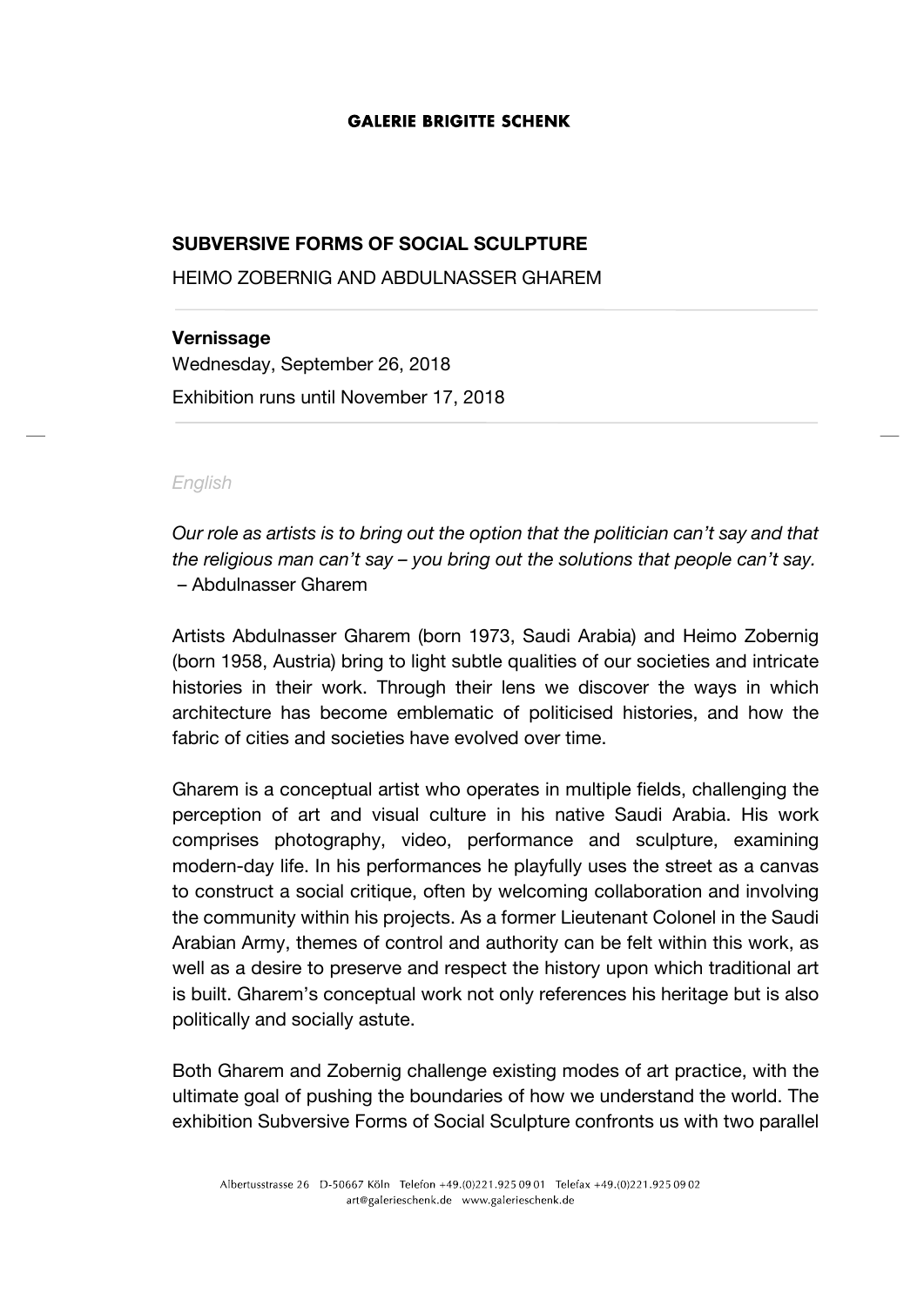**GALERIE BRIGITTE SCHENK**

# SUBVERSIVE FORMS OF SOCIAL SCULPTURE

HEIMO ZOBERNIG AND ABDULNASSER GHAREM

**Vernissage**

Wednesday, September 26, 2018

Exhibition runs until November 17, 2018

*English*

*Our role as artists is to bring out the option that the politician can't say and that the religious man can't say – you bring out the solutions that people can't say.*
– Abdulnasser Gharem

Artists Abdulnasser Gharem (born 1973, Saudi Arabia) and Heimo Zobernig (born 1958, Austria) bring to light subtle qualities of our societies and intricate histories in their work. Through their lens we discover the ways in which architecture has become emblematic of politicised histories, and how the fabric of cities and societies have evolved over time.

Gharem is a conceptual artist who operates in multiple fields, challenging the perception of art and visual culture in his native Saudi Arabia. His work comprises photography, video, performance and sculpture, examining modern-day life. In his performances he playfully uses the street as a canvas to construct a social critique, often by welcoming collaboration and involving the community within his projects. As a former Lieutenant Colonel in the Saudi Arabian Army, themes of control and authority can be felt within this work, as well as a desire to preserve and respect the history upon which traditional art is built. Gharem's conceptual work not only references his heritage but is also politically and socially astute.

Both Gharem and Zobernig challenge existing modes of art practice, with the ultimate goal of pushing the boundaries of how we understand the world. The exhibition Subversive Forms of Social Sculpture confronts us with two parallel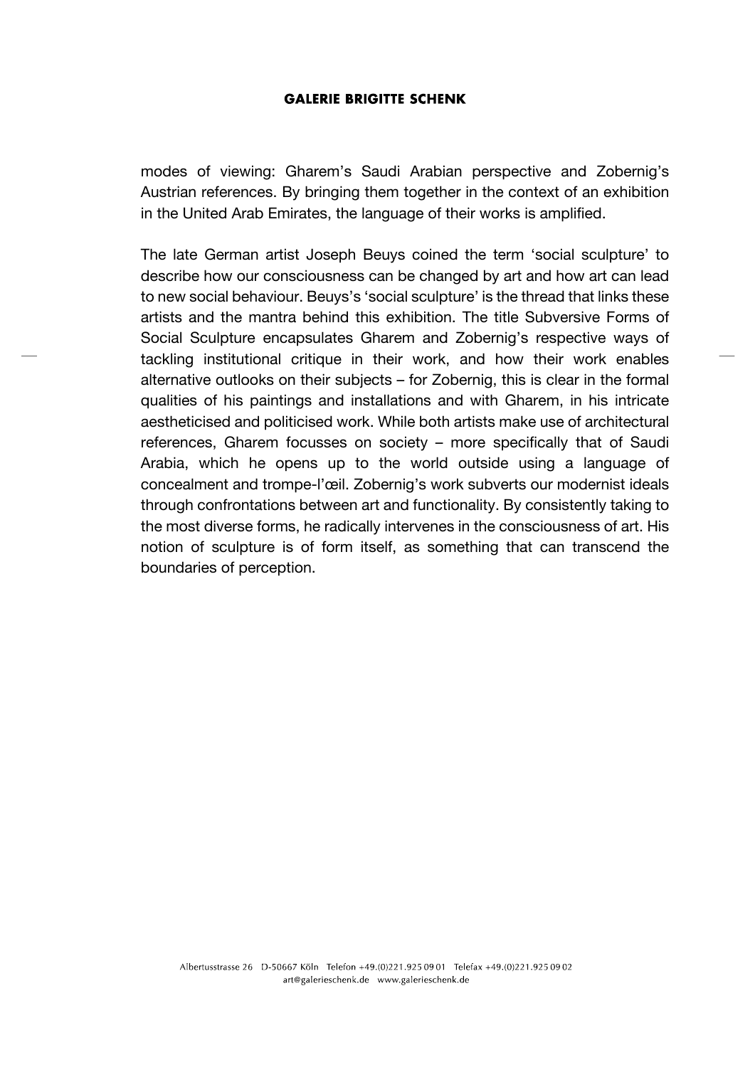modes of viewing: Gharem's Saudi Arabian perspective and Zobernig's Austrian references. By bringing them together in the context of an exhibition in the United Arab Emirates, the language of their works is amplified.

The late German artist Joseph Beuys coined the term 'social sculpture' to describe how our consciousness can be changed by art and how art can lead to new social behaviour. Beuys's 'social sculpture' is the thread that links these artists and the mantra behind this exhibition. The title Subversive Forms of Social Sculpture encapsulates Gharem and Zobernig's respective ways of tackling institutional critique in their work, and how their work enables alternative outlooks on their subjects – for Zobernig, this is clear in the formal qualities of his paintings and installations and with Gharem, in his intricate aestheticised and politicised work. While both artists make use of architectural references, Gharem focusses on society – more specifically that of Saudi Arabia, which he opens up to the world outside using a language of concealment and trompe-l'œil. Zobernig's work subverts our modernist ideals through confrontations between art and functionality. By consistently taking to the most diverse forms, he radically intervenes in the consciousness of art. His notion of sculpture is of form itself, as something that can transcend the boundaries of perception.